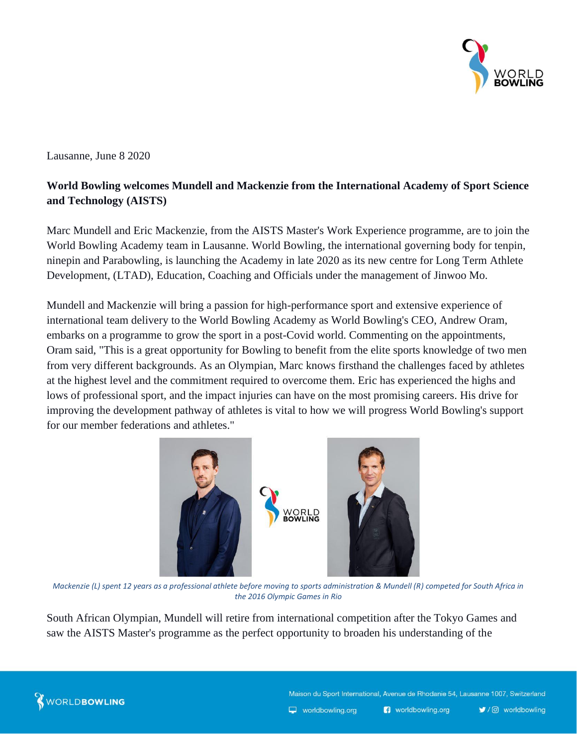Lausanne, June 8 2020

**World Bowling welcomes Mundell and Mackenzie from the International Academy of Sport Science and Technology (AISTS)**

Marc Mundell and Eric Mackenzie, from the AISTS Master's Work Experience programme, are to join the World Bowling Academy team in Lausanne. World Bowling, the international governing body for tenpin, ninepin and Parabowling, is launching the Academy in late 2020 as its new centre for Long Term Athlete Development, (LTAD), Education, Coaching and Officials under the management of Jinwoo Mo.

Mundell and Mackenzie will bring a passion for high-performance sport and extensive experience of international team delivery to the World Bowling Academy as World Bowling's CEO, Andrew Oram, embarks on a programme to grow the sport in a post-Covid world. Commenting on the appointments, Oram said, "This is a great opportunity for Bowling to benefit from the elite sports knowledge of two men from very different backgrounds. As an Olympian, Marc knows firsthand the challenges faced by athletes at the highest level and the commitment required to overcome them. Eric has experienced the highs and lows of professional sport, and the impact injuries can have on the most promising careers. His drive for improving the development pathway of athletes is vital to how we will progress World Bowling's support for our member federations and athletes."

*Mackenzie (L) spent 12 years as a professional athlete before moving to sports administration & Mundell (R) competed for South Africa in the 2016 Olympic Games in Rio*

South African Olympian, Mundell will retire from international competition after the Tokyo Games and saw the AISTS Master's programme as the perfect opportunity to broaden his understanding of the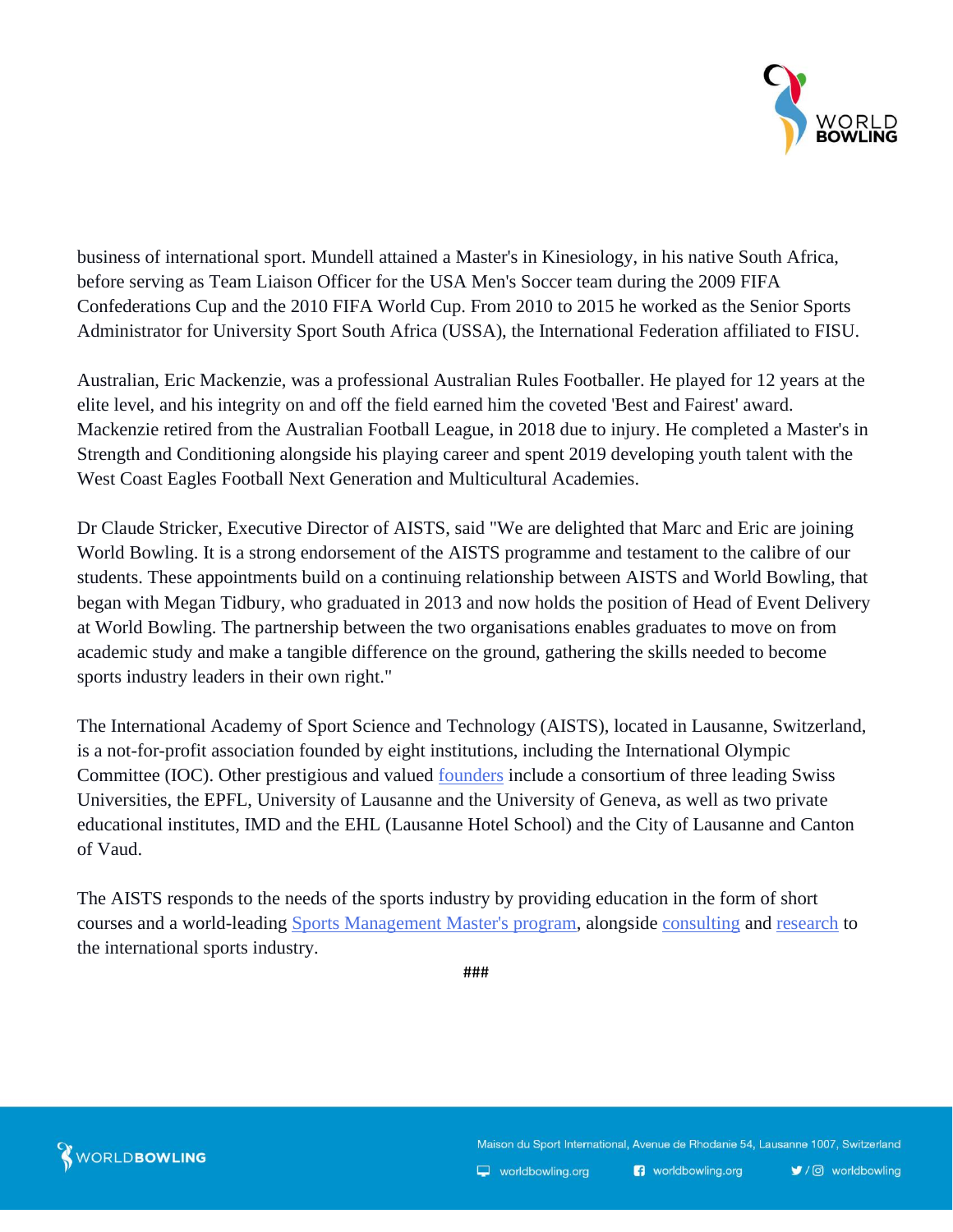business of international sport. Mundell attained a Master's in Kinesiology, in his native South Africa, before serving as Team Liaison Officer for the USA Men's Soccer team during the 2009 FIFA Confederations Cup and the 2010 FIFA World Cup. From 2010 to 2015 he worked as the Senior Sports Administrator for University Sport South Africa (USSA), the International Federation affiliated to FISU.

Australian, Eric Mackenzie, was a professional Australian Rules Footballer. He played for 12 years at the elite level, and his integrity on and off the field earned him the coveted 'Best and Fairest' award. Mackenzie retired from the Australian Football League, in 2018 due to injury. He completed a Master's in Strength and Conditioning alongside his playing career and spent 2019 developing youth talent with the West Coast Eagles Football Next Generation and Multicultural Academies.

Dr Claude Stricker, Executive Director of AISTS, said "We are delighted that Marc and Eric are joining World Bowling. It is a strong endorsement of the AISTS programme and testament to the calibre of our students. These appointments build on a continuing relationship between AISTS and World Bowling, that began with Megan Tidbury, who graduated in 2013 and now holds the position of Head of Event Delivery at World Bowling. The partnership between the two organisations enables graduates to move on from academic study and make a tangible difference on the ground, gathering the skills needed to become sports industry leaders in their own right."

The International Academy of Sport Science and Technology (AISTS), located in Lausanne, Switzerland, is a not-for-profit association founded by eight institutions, including the International Olympic Committee (IOC). Other prestigious and valued founders include a consortium of three leading Swiss Universities, the EPFL, University of Lausanne and the University of Geneva, as well as two private educational institutes, IMD and the EHL (Lausanne Hotel School) and the City of Lausanne and Canton of Vaud.

The AISTS responds to the needs of the sports industry by providing education in the form of short courses and a world-leading Sports Management Master's program, alongside consulting and research to the international sports industry.

###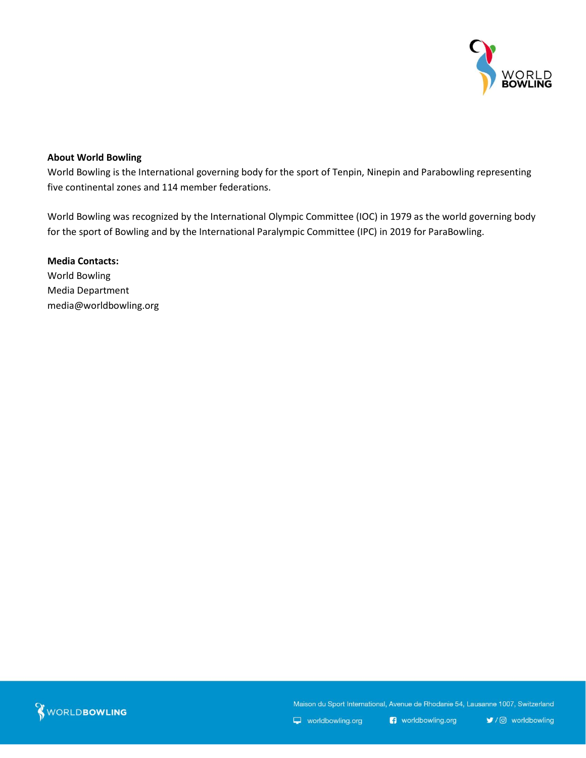**About World Bowling**

World Bowling is the International governing body for the sport of Tenpin, Ninepin and Parabowling representing five continental zones and 114 member federations.

World Bowling was recognized by the International Olympic Committee (IOC) in 1979 as the world governing body for the sport of Bowling and by the International Paralympic Committee (IPC) in 2019 for ParaBowling.

**Media Contacts:**
World Bowling
Media Department
media@worldbowling.org